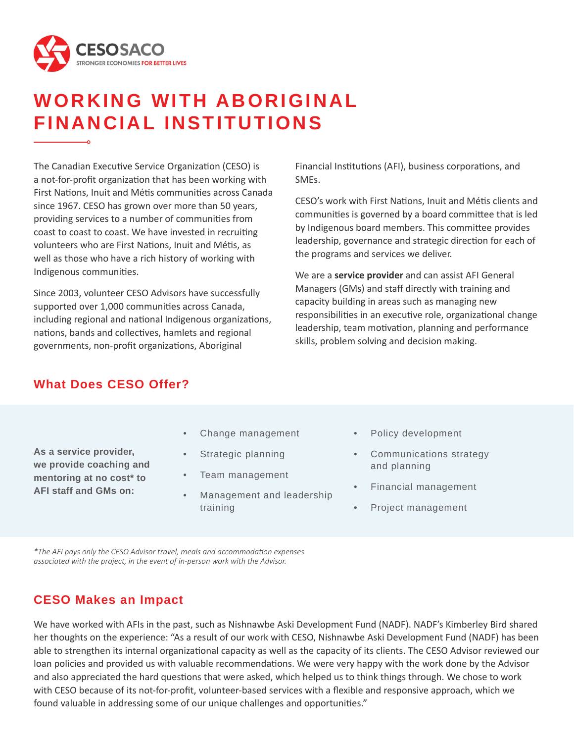CESOSACO

STRONGER ECONOMIES FOR BETTER LIVES

# WORKING WITH ABORIGINAL FINANCIAL INSTITUTIONS

The Canadian Executive Service Organization (CESO) is a not-for-profit organization that has been working with First Nations, Inuit and Métis communities across Canada since 1967. CESO has grown over more than 50 years, providing services to a number of communities from coast to coast to coast. We have invested in recruiting volunteers who are First Nations, Inuit and Métis, as well as those who have a rich history of working with Indigenous communities.

Since 2003, volunteer CESO Advisors have successfully supported over 1,000 communities across Canada, including regional and national Indigenous organizations, nations, bands and collectives, hamlets and regional governments, non-profit organizations, Aboriginal Financial Institutions (AFI), business corporations, and SMEs.

CESO's work with First Nations, Inuit and Métis clients and communities is governed by a board committee that is led by Indigenous board members. This committee provides leadership, governance and strategic direction for each of the programs and services we deliver.

We are a **service provider** and can assist AFI General Managers (GMs) and staff directly with training and capacity building in areas such as managing new responsibilities in an executive role, organizational change leadership, team motivation, planning and performance skills, problem solving and decision making.

## What Does CESO Offer?

**As a service provider, we provide coaching and mentoring at no cost* to AFI staff and GMs on:**

- Change management
- Strategic planning
- Team management
- Management and leadership training
- Policy development
- Communications strategy and planning
- Financial management
- Project management

*\*The AFI pays only the CESO Advisor travel, meals and accommodation expenses associated with the project, in the event of in-person work with the Advisor.*

## CESO Makes an Impact

We have worked with AFIs in the past, such as Nishnawbe Aski Development Fund (NADF). NADF's Kimberley Bird shared her thoughts on the experience: "As a result of our work with CESO, Nishnawbe Aski Development Fund (NADF) has been able to strengthen its internal organizational capacity as well as the capacity of its clients. The CESO Advisor reviewed our loan policies and provided us with valuable recommendations. We were very happy with the work done by the Advisor and also appreciated the hard questions that were asked, which helped us to think things through. We chose to work with CESO because of its not-for-profit, volunteer-based services with a flexible and responsive approach, which we found valuable in addressing some of our unique challenges and opportunities."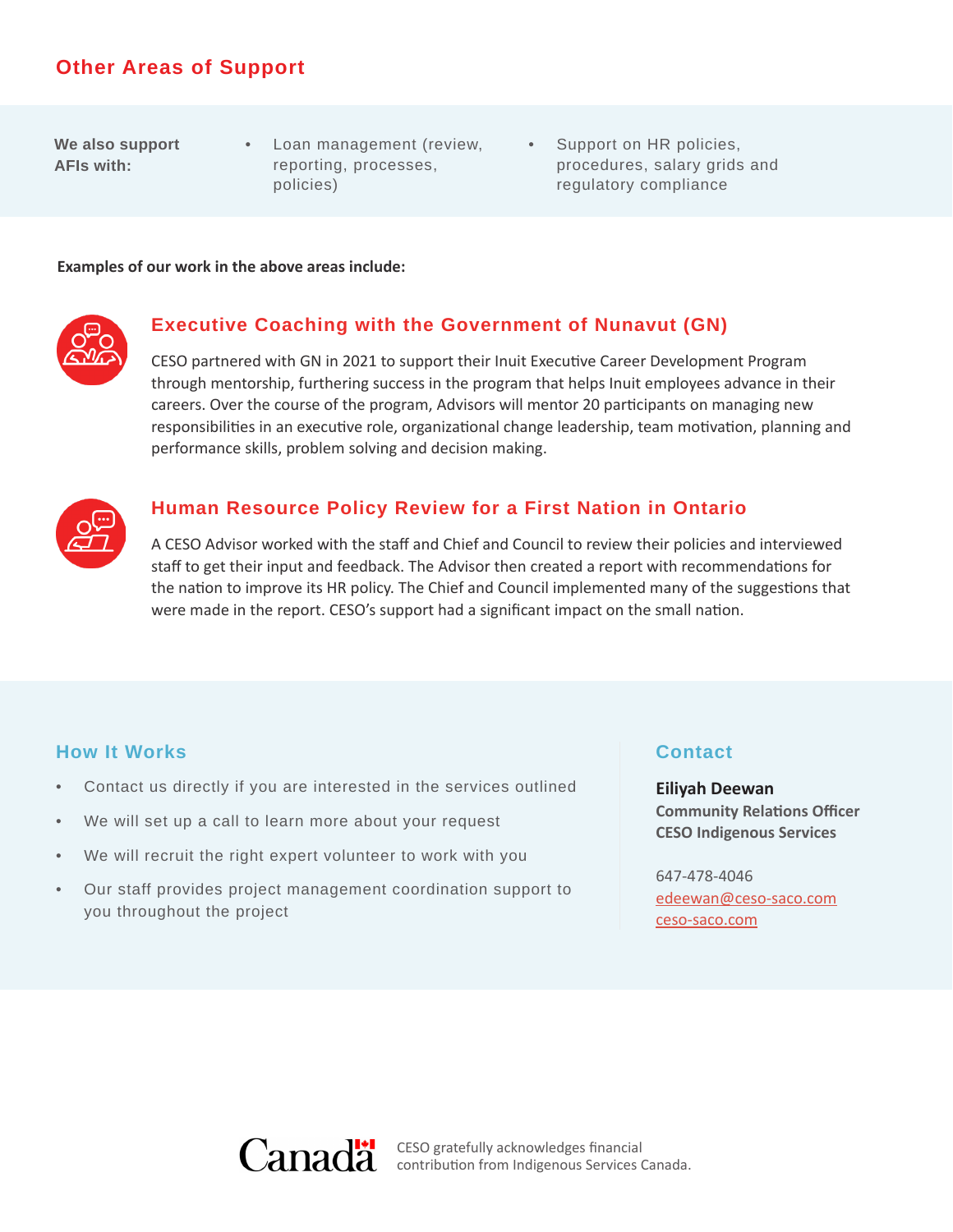## Other Areas of Support

**We also support AFIs with:**

- Loan management (review, reporting, processes, policies)
- Support on HR policies, procedures, salary grids and regulatory compliance

**Examples of our work in the above areas include:**

### Executive Coaching with the Government of Nunavut (GN)

CESO partnered with GN in 2021 to support their Inuit Executive Career Development Program through mentorship, furthering success in the program that helps Inuit employees advance in their careers. Over the course of the program, Advisors will mentor 20 participants on managing new responsibilities in an executive role, organizational change leadership, team motivation, planning and performance skills, problem solving and decision making.

### Human Resource Policy Review for a First Nation in Ontario

A CESO Advisor worked with the staff and Chief and Council to review their policies and interviewed staff to get their input and feedback. The Advisor then created a report with recommendations for the nation to improve its HR policy. The Chief and Council implemented many of the suggestions that were made in the report. CESO's support had a significant impact on the small nation.

## How It Works

- Contact us directly if you are interested in the services outlined
- We will set up a call to learn more about your request
- We will recruit the right expert volunteer to work with you
- Our staff provides project management coordination support to you throughout the project

## Contact

**Eiliyah Deewan**
**Community Relations Officer**
**CESO Indigenous Services**

647-478-4046
edeewan@ceso-saco.com
ceso-saco.com

Canada

CESO gratefully acknowledges financial contribution from Indigenous Services Canada.